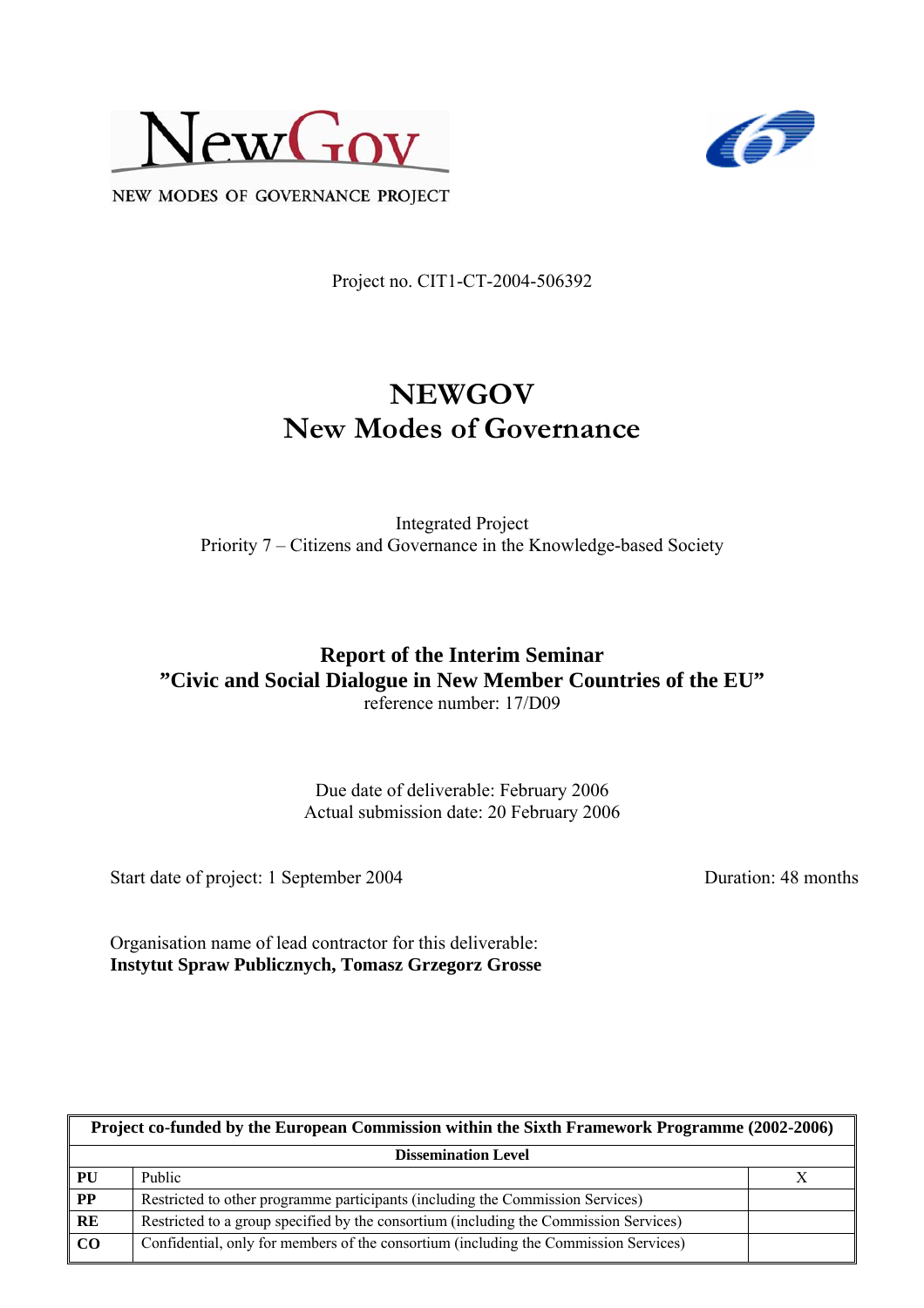NewGov

NEW MODES OF GOVERNANCE PROJECT

Project no. CIT1-CT-2004-506392

# NEWGOV
# New Modes of Governance

Integrated Project
Priority 7 – Citizens and Governance in the Knowledge-based Society

## Report of the Interim Seminar
## "Civic and Social Dialogue in New Member Countries of the EU"

reference number: 17/D09

Due date of deliverable: February 2006
Actual submission date: 20 February 2006

Start date of project: 1 September 2004 Duration: 48 months

Organisation name of lead contractor for this deliverable:
**Instytut Spraw Publicznych, Tomasz Grzegorz Grosse**

| Project co-funded by the European Commission within the Sixth Framework Programme (2002-2006) | | |
|---|---|---|
| **Dissemination Level** | | |
| **PU** | Public | X |
| **PP** | Restricted to other programme participants (including the Commission Services) | |
| **RE** | Restricted to a group specified by the consortium (including the Commission Services) | |
| **CO** | Confidential, only for members of the consortium (including the Commission Services) | |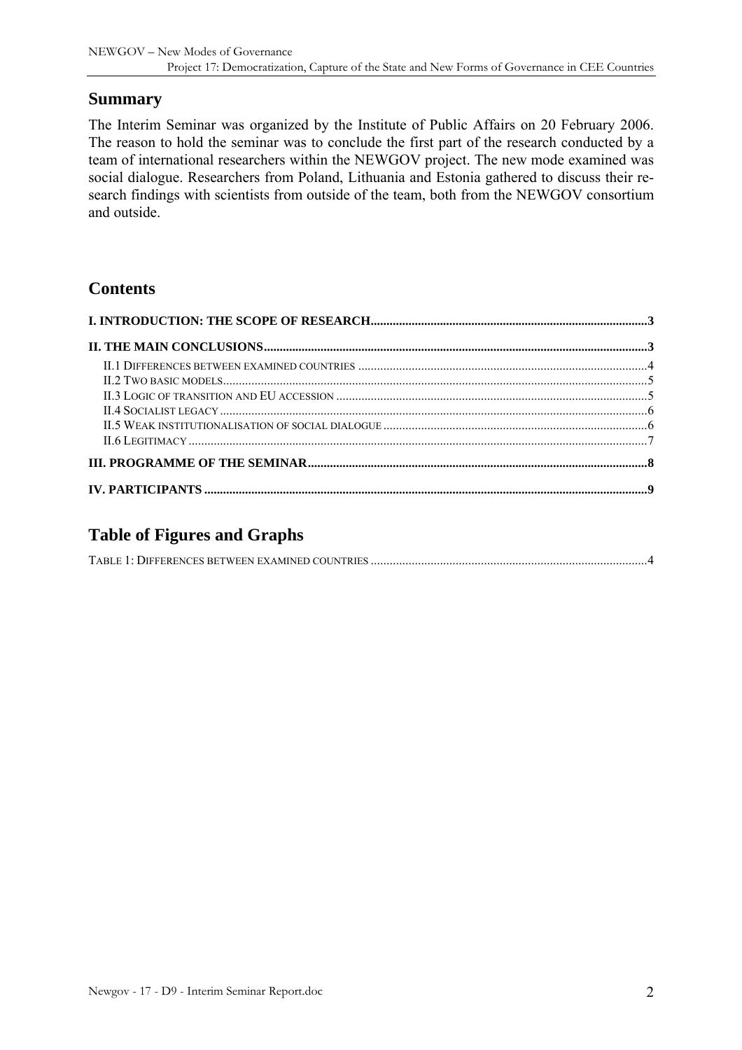## Summary

The Interim Seminar was organized by the Institute of Public Affairs on 20 February 2006. The reason to hold the seminar was to conclude the first part of the research conducted by a team of international researchers within the NEWGOV project. The new mode examined was social dialogue. Researchers from Poland, Lithuania and Estonia gathered to discuss their research findings with scientists from outside of the team, both from the NEWGOV consortium and outside.

## Contents

**I. INTRODUCTION: THE SCOPE OF RESEARCH....................................................3**

**II. THE MAIN CONCLUSIONS....................................................................3**

- II.1 DIFFERENCES BETWEEN EXAMINED COUNTRIES ....................................4
- II.2 TWO BASIC MODELS....................................................................5
- II.3 LOGIC OF TRANSITION AND EU ACCESSION ..........................................5
- II.4 SOCIALIST LEGACY......................................................................6
- II.5 WEAK INSTITUTIONALISATION OF SOCIAL DIALOGUE ...............................6
- II.6 LEGITIMACY ...............................................................................7

**III. PROGRAMME OF THE SEMINAR..............................................................8**

**IV. PARTICIPANTS .....................................................................................9**

## Table of Figures and Graphs

TABLE 1: DIFFERENCES BETWEEN EXAMINED COUNTRIES ..........................................4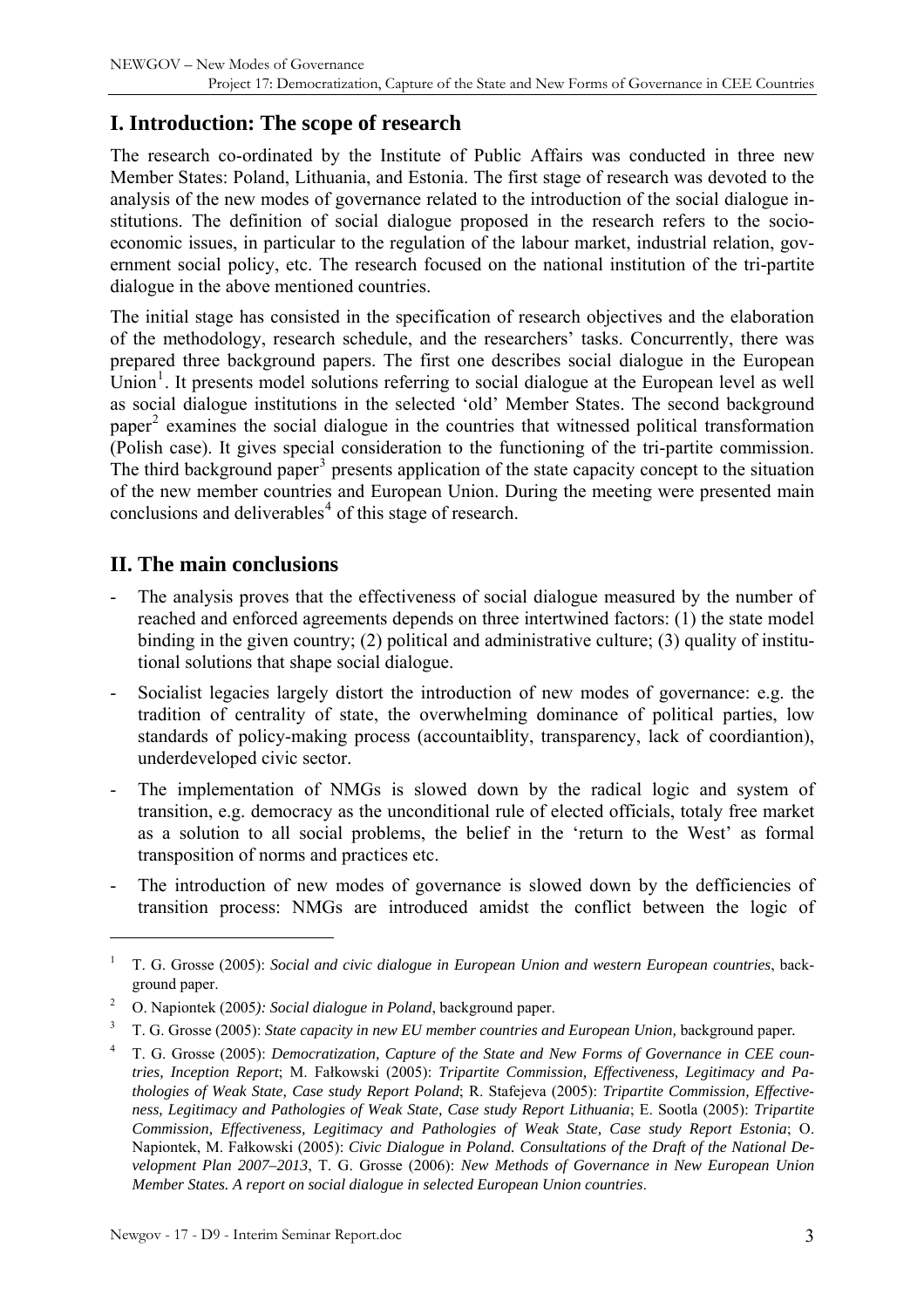## I. Introduction: The scope of research

The research co-ordinated by the Institute of Public Affairs was conducted in three new Member States: Poland, Lithuania, and Estonia. The first stage of research was devoted to the analysis of the new modes of governance related to the introduction of the social dialogue institutions. The definition of social dialogue proposed in the research refers to the socio-economic issues, in particular to the regulation of the labour market, industrial relation, government social policy, etc. The research focused on the national institution of the tri-partite dialogue in the above mentioned countries.

The initial stage has consisted in the specification of research objectives and the elaboration of the methodology, research schedule, and the researchers' tasks. Concurrently, there was prepared three background papers. The first one describes social dialogue in the European Union[1]. It presents model solutions referring to social dialogue at the European level as well as social dialogue institutions in the selected 'old' Member States. The second background paper[2] examines the social dialogue in the countries that witnessed political transformation (Polish case). It gives special consideration to the functioning of the tri-partite commission. The third background paper[3] presents application of the state capacity concept to the situation of the new member countries and European Union. During the meeting were presented main conclusions and deliverables[4] of this stage of research.

## II. The main conclusions

- The analysis proves that the effectiveness of social dialogue measured by the number of reached and enforced agreements depends on three intertwined factors: (1) the state model binding in the given country; (2) political and administrative culture; (3) quality of institutional solutions that shape social dialogue.
- Socialist legacies largely distort the introduction of new modes of governance: e.g. the tradition of centrality of state, the overwhelming dominance of political parties, low standards of policy-making process (accountaiblity, transparency, lack of coordiantion), underdeveloped civic sector.
- The implementation of NMGs is slowed down by the radical logic and system of transition, e.g. democracy as the unconditional rule of elected officials, totaly free market as a solution to all social problems, the belief in the 'return to the West' as formal transposition of norms and practices etc.
- The introduction of new modes of governance is slowed down by the defficiencies of transition process: NMGs are introduced amidst the conflict between the logic of

---

[1] T. G. Grosse (2005): *Social and civic dialogue in European Union and western European countries*, background paper.

[2] O. Napiontek (2005): *Social dialogue in Poland*, background paper.

[3] T. G. Grosse (2005): *State capacity in new EU member countries and European Union,* background paper.

[4] T. G. Grosse (2005): *Democratization, Capture of the State and New Forms of Governance in CEE countries, Inception Report*; M. Fałkowski (2005): *Tripartite Commission, Effectiveness, Legitimacy and Pathologies of Weak State, Case study Report Poland*; R. Stafejeva (2005): *Tripartite Commission, Effectiveness, Legitimacy and Pathologies of Weak State, Case study Report Lithuania*; E. Sootla (2005): *Tripartite Commission, Effectiveness, Legitimacy and Pathologies of Weak State, Case study Report Estonia*; O. Napiontek, M. Fałkowski (2005): *Civic Dialogue in Poland. Consultations of the Draft of the National Development Plan 2007–2013*, T. G. Grosse (2006): *New Methods of Governance in New European Union Member States. A report on social dialogue in selected European Union countries*.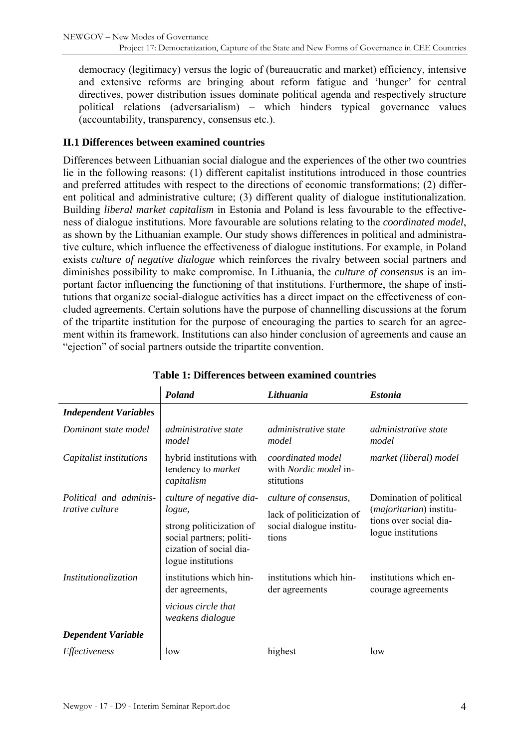democracy (legitimacy) versus the logic of (bureaucratic and market) efficiency, intensive and extensive reforms are bringing about reform fatigue and 'hunger' for central directives, power distribution issues dominate political agenda and respectively structure political relations (adversarialism) – which hinders typical governance values (accountability, transparency, consensus etc.).

### II.1 Differences between examined countries

Differences between Lithuanian social dialogue and the experiences of the other two countries lie in the following reasons: (1) different capitalist institutions introduced in those countries and preferred attitudes with respect to the directions of economic transformations; (2) different political and administrative culture; (3) different quality of dialogue institutionalization. Building *liberal market capitalism* in Estonia and Poland is less favourable to the effectiveness of dialogue institutions. More favourable are solutions relating to the *coordinated model*, as shown by the Lithuanian example. Our study shows differences in political and administrative culture, which influence the effectiveness of dialogue institutions. For example, in Poland exists *culture of negative dialogue* which reinforces the rivalry between social partners and diminishes possibility to make compromise. In Lithuania, the *culture of consensus* is an important factor influencing the functioning of that institutions. Furthermore, the shape of institutions that organize social-dialogue activities has a direct impact on the effectiveness of concluded agreements. Certain solutions have the purpose of channelling discussions at the forum of the tripartite institution for the purpose of encouraging the parties to search for an agreement within its framework. Institutions can also hinder conclusion of agreements and cause an "ejection" of social partners outside the tripartite convention.

**Table 1: Differences between examined countries**

| | ***Poland*** | ***Lithuania*** | ***Estonia*** |
|---|---|---|---|
| ***Independent Variables*** | | | |
| *Dominant state model* | *administrative state model* | *administrative state model* | *administrative state model* |
| *Capitalist institutions* | hybrid institutions with tendency to *market capitalism* | *coordinated model* with *Nordic model* institutions | *market (liberal) model* |
| *Political and administrative culture* | *culture of negative dialogue,* strong politicization of social partners; politicization of social dialogue institutions | *culture of consensus,* lack of politicization of social dialogue institutions | Domination of political (*majoritarian*) institutions over social dialogue institutions |
| *Institutionalization* | institutions which hinder agreements, *vicious circle that weakens dialogue* | institutions which hinder agreements | institutions which encourage agreements |
| ***Dependent Variable*** | | | |
| *Effectiveness* | low | highest | low |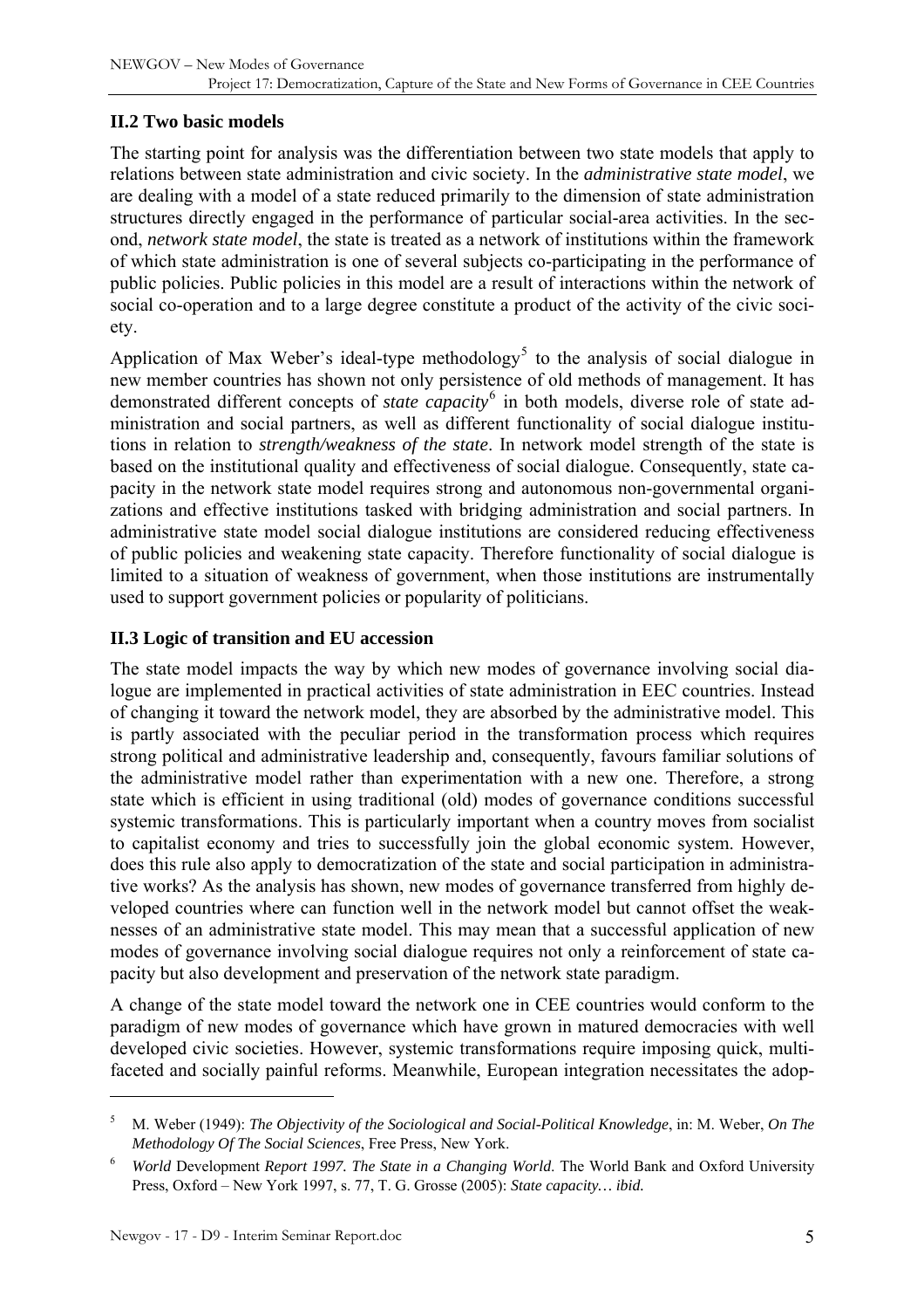### II.2 Two basic models

The starting point for analysis was the differentiation between two state models that apply to relations between state administration and civic society. In the *administrative state model*, we are dealing with a model of a state reduced primarily to the dimension of state administration structures directly engaged in the performance of particular social-area activities. In the second, *network state model*, the state is treated as a network of institutions within the framework of which state administration is one of several subjects co-participating in the performance of public policies. Public policies in this model are a result of interactions within the network of social co-operation and to a large degree constitute a product of the activity of the civic society.

Application of Max Weber's ideal-type methodology[5] to the analysis of social dialogue in new member countries has shown not only persistence of old methods of management. It has demonstrated different concepts of *state capacity*[6] in both models, diverse role of state administration and social partners, as well as different functionality of social dialogue institutions in relation to *strength/weakness of the state*. In network model strength of the state is based on the institutional quality and effectiveness of social dialogue. Consequently, state capacity in the network state model requires strong and autonomous non-governmental organizations and effective institutions tasked with bridging administration and social partners. In administrative state model social dialogue institutions are considered reducing effectiveness of public policies and weakening state capacity. Therefore functionality of social dialogue is limited to a situation of weakness of government, when those institutions are instrumentally used to support government policies or popularity of politicians.

### II.3 Logic of transition and EU accession

The state model impacts the way by which new modes of governance involving social dialogue are implemented in practical activities of state administration in EEC countries. Instead of changing it toward the network model, they are absorbed by the administrative model. This is partly associated with the peculiar period in the transformation process which requires strong political and administrative leadership and, consequently, favours familiar solutions of the administrative model rather than experimentation with a new one. Therefore, a strong state which is efficient in using traditional (old) modes of governance conditions successful systemic transformations. This is particularly important when a country moves from socialist to capitalist economy and tries to successfully join the global economic system. However, does this rule also apply to democratization of the state and social participation in administrative works? As the analysis has shown, new modes of governance transferred from highly developed countries where can function well in the network model but cannot offset the weaknesses of an administrative state model. This may mean that a successful application of new modes of governance involving social dialogue requires not only a reinforcement of state capacity but also development and preservation of the network state paradigm.

A change of the state model toward the network one in CEE countries would conform to the paradigm of new modes of governance which have grown in matured democracies with well developed civic societies. However, systemic transformations require imposing quick, multi-faceted and socially painful reforms. Meanwhile, European integration necessitates the adop-

---

[5] M. Weber (1949): *The Objectivity of the Sociological and Social-Political Knowledge*, in: M. Weber, *On The Methodology Of The Social Sciences*, Free Press, New York.

[6] *World* Development *Report 1997. The State in a Changing World*. The World Bank and Oxford University Press, Oxford – New York 1997, s. 77, T. G. Grosse (2005): *State capacity… ibid.*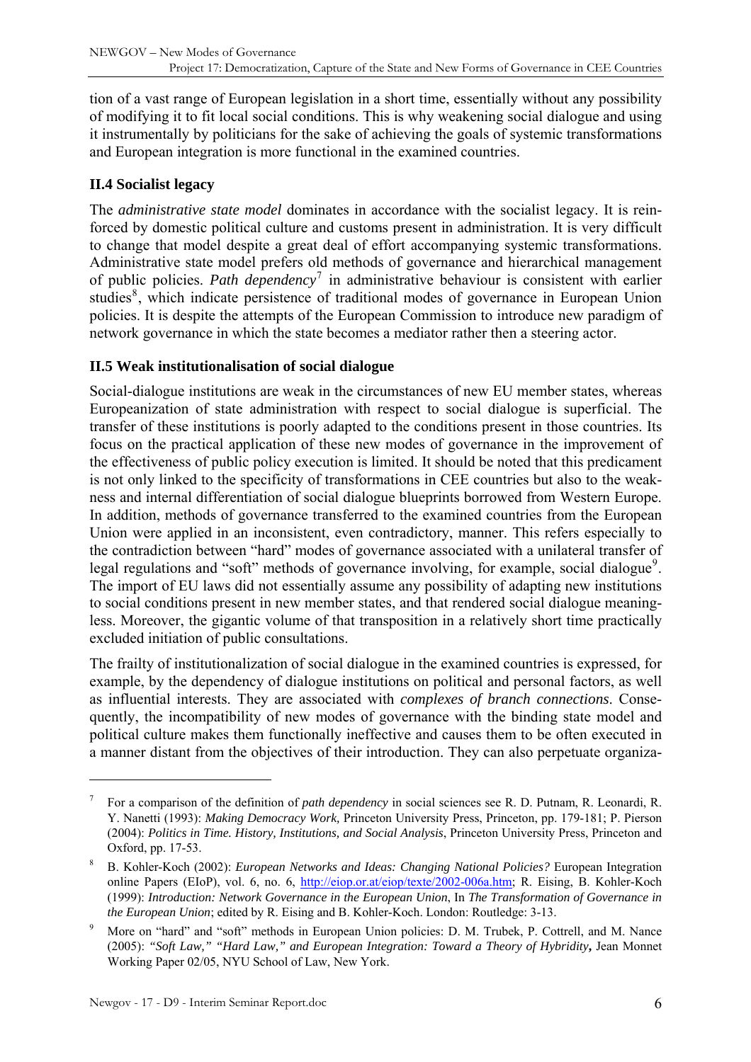tion of a vast range of European legislation in a short time, essentially without any possibility of modifying it to fit local social conditions. This is why weakening social dialogue and using it instrumentally by politicians for the sake of achieving the goals of systemic transformations and European integration is more functional in the examined countries.

### II.4 Socialist legacy

The *administrative state model* dominates in accordance with the socialist legacy. It is reinforced by domestic political culture and customs present in administration. It is very difficult to change that model despite a great deal of effort accompanying systemic transformations. Administrative state model prefers old methods of governance and hierarchical management of public policies. *Path dependency*[7] in administrative behaviour is consistent with earlier studies[8], which indicate persistence of traditional modes of governance in European Union policies. It is despite the attempts of the European Commission to introduce new paradigm of network governance in which the state becomes a mediator rather then a steering actor.

### II.5 Weak institutionalisation of social dialogue

Social-dialogue institutions are weak in the circumstances of new EU member states, whereas Europeanization of state administration with respect to social dialogue is superficial. The transfer of these institutions is poorly adapted to the conditions present in those countries. Its focus on the practical application of these new modes of governance in the improvement of the effectiveness of public policy execution is limited. It should be noted that this predicament is not only linked to the specificity of transformations in CEE countries but also to the weakness and internal differentiation of social dialogue blueprints borrowed from Western Europe. In addition, methods of governance transferred to the examined countries from the European Union were applied in an inconsistent, even contradictory, manner. This refers especially to the contradiction between "hard" modes of governance associated with a unilateral transfer of legal regulations and "soft" methods of governance involving, for example, social dialogue[9]. The import of EU laws did not essentially assume any possibility of adapting new institutions to social conditions present in new member states, and that rendered social dialogue meaningless. Moreover, the gigantic volume of that transposition in a relatively short time practically excluded initiation of public consultations.

The frailty of institutionalization of social dialogue in the examined countries is expressed, for example, by the dependency of dialogue institutions on political and personal factors, as well as influential interests. They are associated with *complexes of branch connections*. Consequently, the incompatibility of new modes of governance with the binding state model and political culture makes them functionally ineffective and causes them to be often executed in a manner distant from the objectives of their introduction. They can also perpetuate organiza-

---

[7] For a comparison of the definition of *path dependency* in social sciences see R. D. Putnam, R. Leonardi, R. Y. Nanetti (1993): *Making Democracy Work,* Princeton University Press, Princeton, pp. 179-181; P. Pierson (2004): *Politics in Time. History, Institutions, and Social Analysis*, Princeton University Press, Princeton and Oxford, pp. 17-53.

[8] B. Kohler-Koch (2002): *European Networks and Ideas: Changing National Policies?* European Integration online Papers (EIoP), vol. 6, no. 6, http://eiop.or.at/eiop/texte/2002-006a.htm; R. Eising, B. Kohler-Koch (1999): *Introduction: Network Governance in the European Union*, In *The Transformation of Governance in the European Union*; edited by R. Eising and B. Kohler-Koch. London: Routledge: 3-13.

[9] More on "hard" and "soft" methods in European Union policies: D. M. Trubek, P. Cottrell, and M. Nance (2005): *"Soft Law," "Hard Law," and European Integration: Toward a Theory of Hybridity***,** Jean Monnet Working Paper 02/05, NYU School of Law, New York.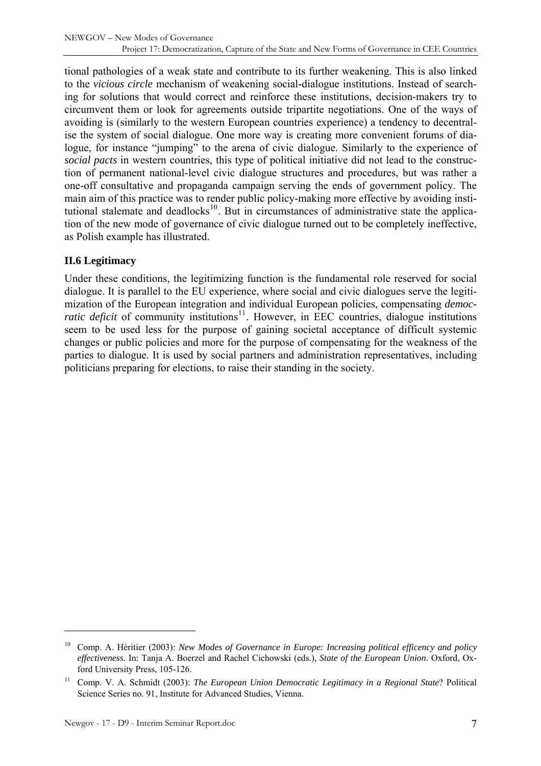tional pathologies of a weak state and contribute to its further weakening. This is also linked to the *vicious circle* mechanism of weakening social-dialogue institutions. Instead of searching for solutions that would correct and reinforce these institutions, decision-makers try to circumvent them or look for agreements outside tripartite negotiations. One of the ways of avoiding is (similarly to the western European countries experience) a tendency to decentralise the system of social dialogue. One more way is creating more convenient forums of dialogue, for instance "jumping" to the arena of civic dialogue. Similarly to the experience of *social pacts* in western countries, this type of political initiative did not lead to the construction of permanent national-level civic dialogue structures and procedures, but was rather a one-off consultative and propaganda campaign serving the ends of government policy. The main aim of this practice was to render public policy-making more effective by avoiding institutional stalemate and deadlocks[10]. But in circumstances of administrative state the application of the new mode of governance of civic dialogue turned out to be completely ineffective, as Polish example has illustrated.

## II.6 Legitimacy

Under these conditions, the legitimizing function is the fundamental role reserved for social dialogue. It is parallel to the EU experience, where social and civic dialogues serve the legitimization of the European integration and individual European policies, compensating *democratic deficit* of community institutions[11]. However, in EEC countries, dialogue institutions seem to be used less for the purpose of gaining societal acceptance of difficult systemic changes or public policies and more for the purpose of compensating for the weakness of the parties to dialogue. It is used by social partners and administration representatives, including politicians preparing for elections, to raise their standing in the society.

---

[10] Comp. A. Héritier (2003): *New Modes of Governance in Europe: Increasing political efficency and policy effectiveness.* In: Tanja A. Boerzel and Rachel Cichowski (eds.), *State of the European Union*. Oxford, Oxford University Press, 105-126.

[11] Comp. V. A. Schmidt (2003): *The European Union Democratic Legitimacy in a Regional State*? Political Science Series no. 91, Institute for Advanced Studies, Vienna.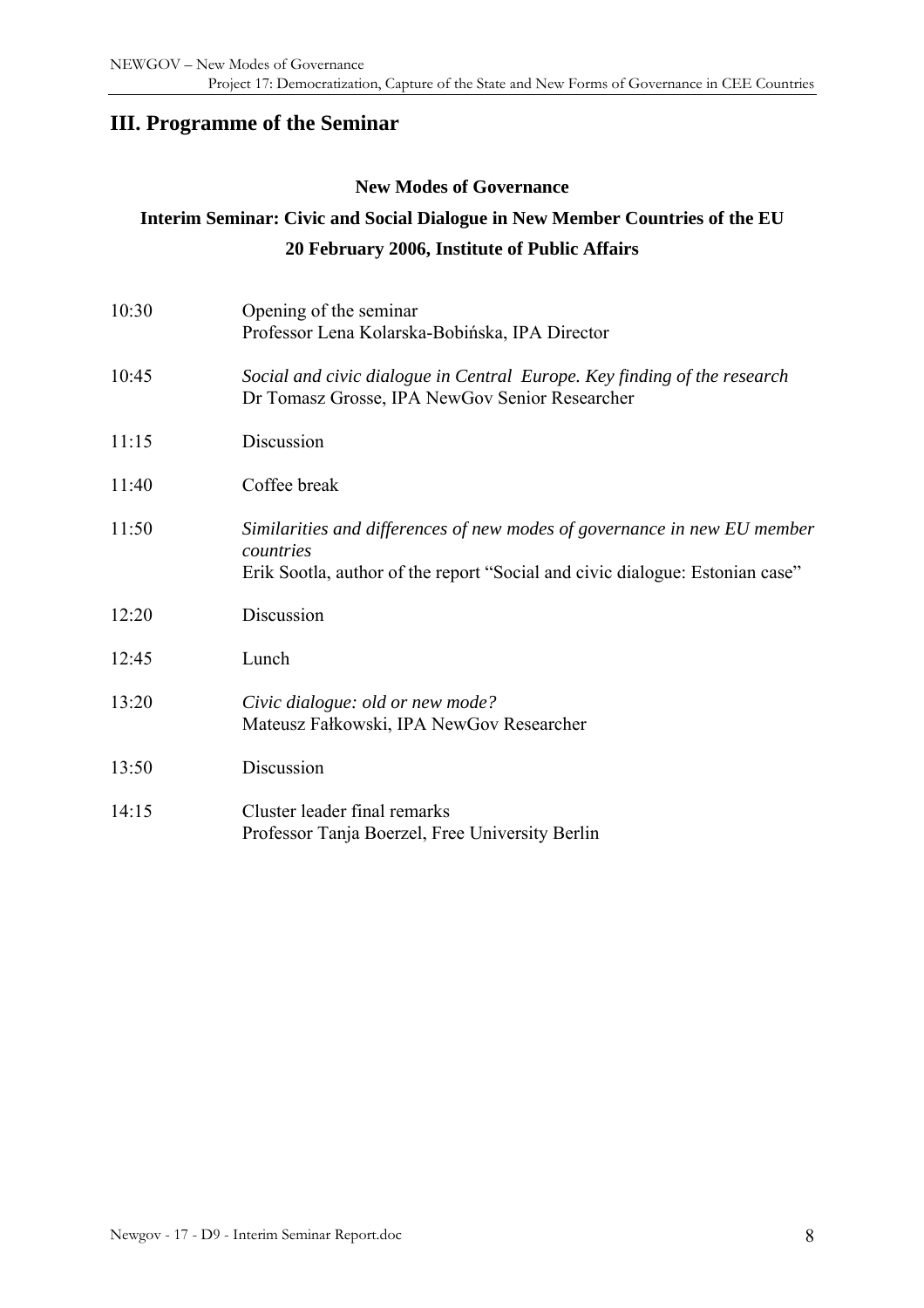## III. Programme of the Seminar

**New Modes of Governance**

**Interim Seminar: Civic and Social Dialogue in New Member Countries of the EU**

**20 February 2006, Institute of Public Affairs**

| | |
|---|---|
| 10:30 | Opening of the seminar<br>Professor Lena Kolarska-Bobińska, IPA Director |
| 10:45 | *Social and civic dialogue in Central Europe. Key finding of the research*<br>Dr Tomasz Grosse, IPA NewGov Senior Researcher |
| 11:15 | Discussion |
| 11:40 | Coffee break |
| 11:50 | *Similarities and differences of new modes of governance in new EU member countries*<br>Erik Sootla, author of the report "Social and civic dialogue: Estonian case" |
| 12:20 | Discussion |
| 12:45 | Lunch |
| 13:20 | *Civic dialogue: old or new mode?*<br>Mateusz Fałkowski, IPA NewGov Researcher |
| 13:50 | Discussion |
| 14:15 | Cluster leader final remarks<br>Professor Tanja Boerzel, Free University Berlin |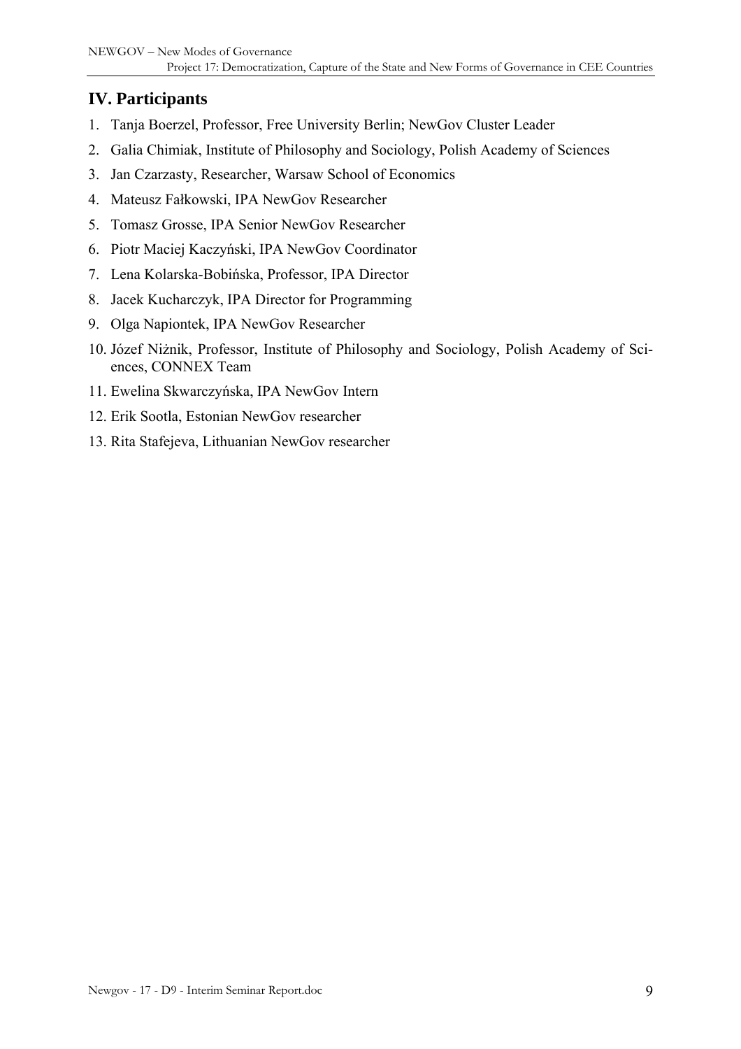## IV. Participants

1. Tanja Boerzel, Professor, Free University Berlin; NewGov Cluster Leader
2. Galia Chimiak, Institute of Philosophy and Sociology, Polish Academy of Sciences
3. Jan Czarzasty, Researcher, Warsaw School of Economics
4. Mateusz Fałkowski, IPA NewGov Researcher
5. Tomasz Grosse, IPA Senior NewGov Researcher
6. Piotr Maciej Kaczyński, IPA NewGov Coordinator
7. Lena Kolarska-Bobińska, Professor, IPA Director
8. Jacek Kucharczyk, IPA Director for Programming
9. Olga Napiontek, IPA NewGov Researcher
10. Józef Niżnik, Professor, Institute of Philosophy and Sociology, Polish Academy of Sciences, CONNEX Team
11. Ewelina Skwarczyńska, IPA NewGov Intern
12. Erik Sootla, Estonian NewGov researcher
13. Rita Stafejeva, Lithuanian NewGov researcher